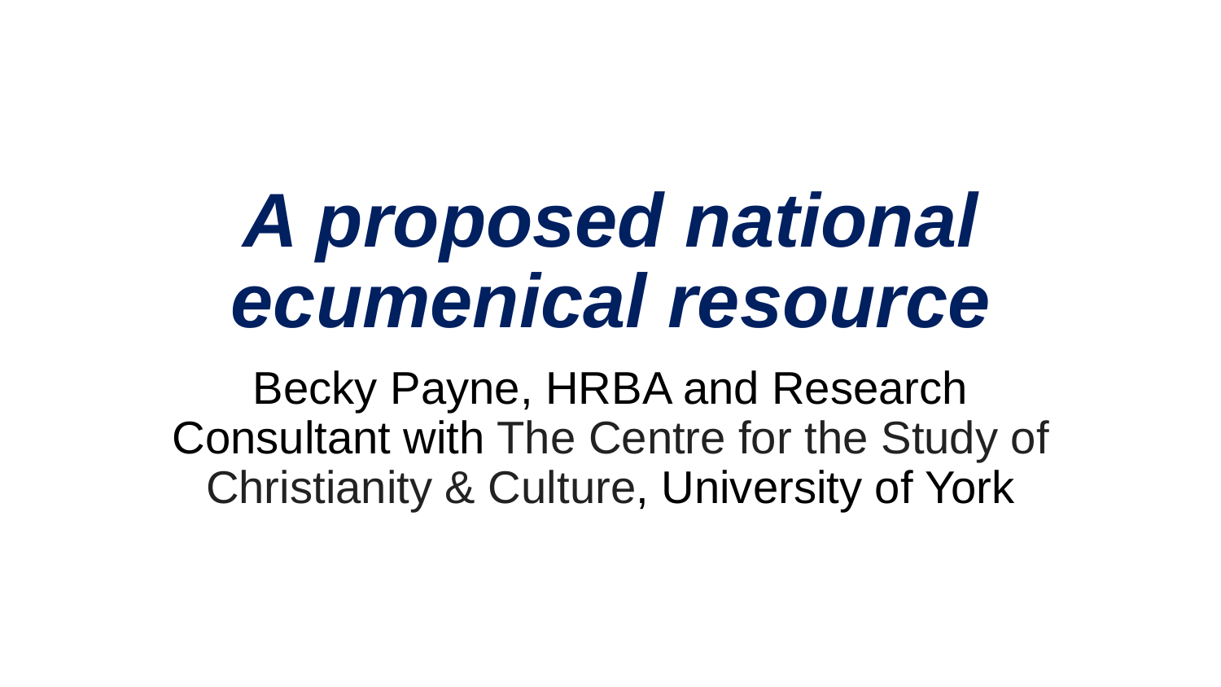# *A proposed national ecumenical resource*

Becky Payne, HRBA and Research Consultant with The Centre for the Study of Christianity & Culture, University of York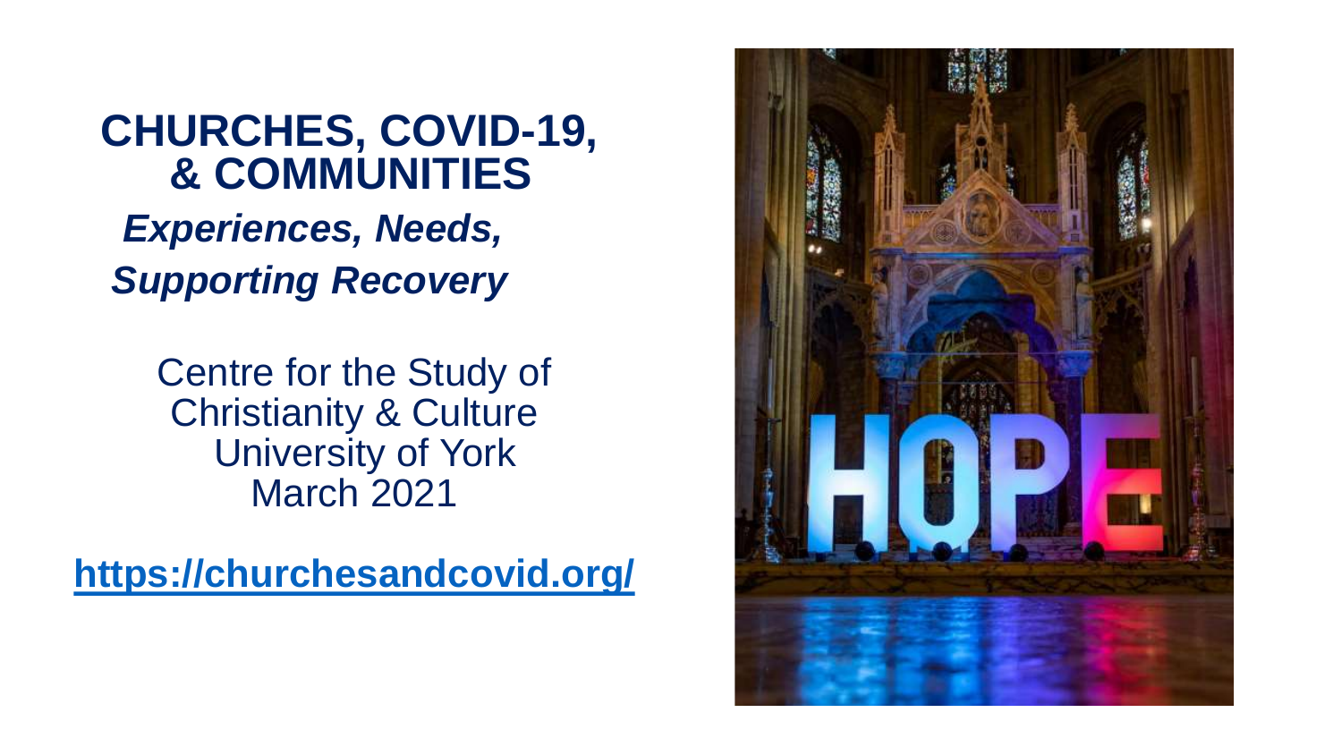# CHURCHES, COVID-19, & COMMUNITIES

***Experiences, Needs, Supporting Recovery***

Centre for the Study of Christianity & Culture
University of York
March 2021

**https://churchesandcovid.org/**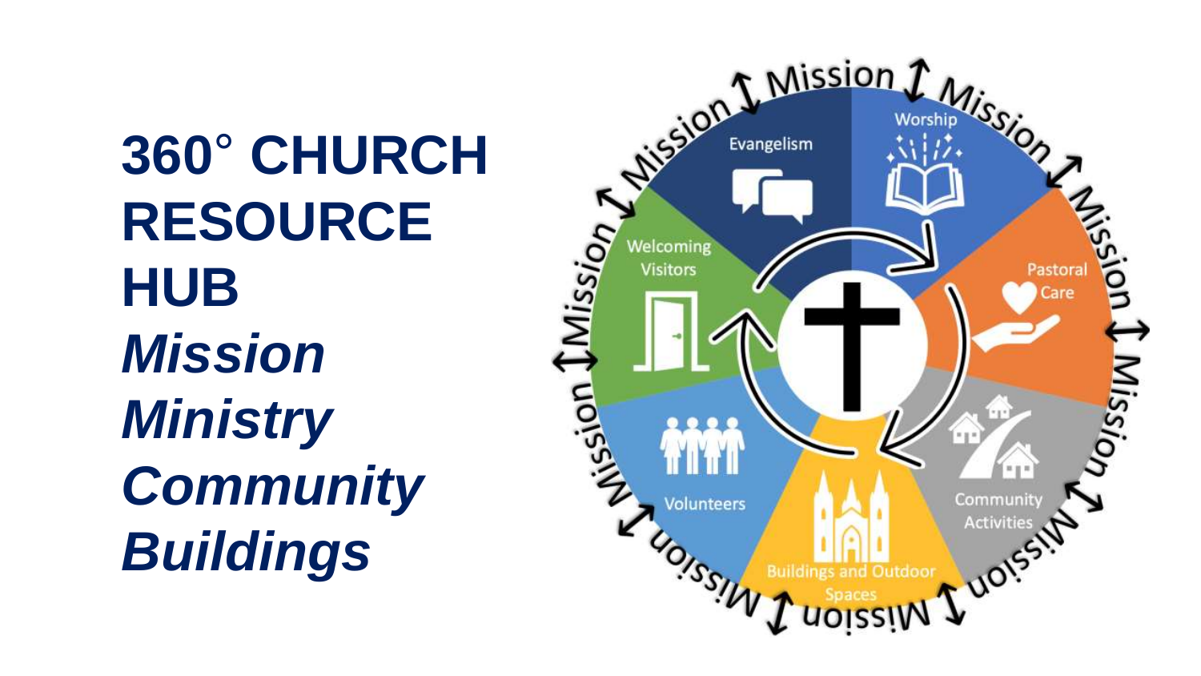# 360° CHURCH RESOURCE HUB

***Mission***

***Ministry***

***Community***

***Buildings***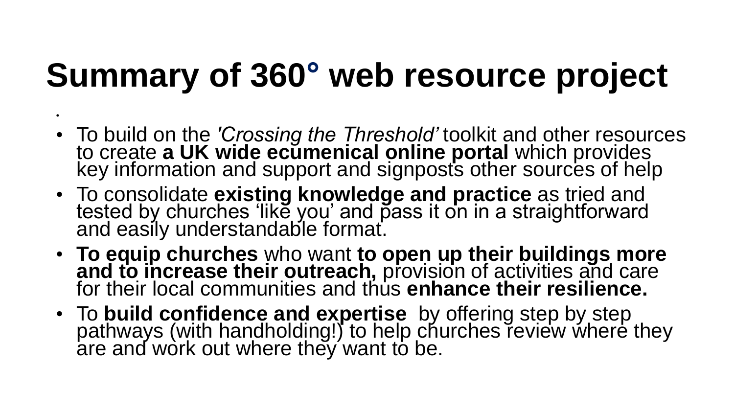# Summary of 360° web resource project

- To build on the *'Crossing the Threshold'* toolkit and other resources to create **a UK wide ecumenical online portal** which provides key information and support and signposts other sources of help
- To consolidate **existing knowledge and practice** as tried and tested by churches 'like you' and pass it on in a straightforward and easily understandable format.
- **To equip churches** who want **to open up their buildings more and to increase their outreach,** provision of activities and care for their local communities and thus **enhance their resilience.**
- To **build confidence and expertise** by offering step by step pathways (with handholding!) to help churches review where they are and work out where they want to be.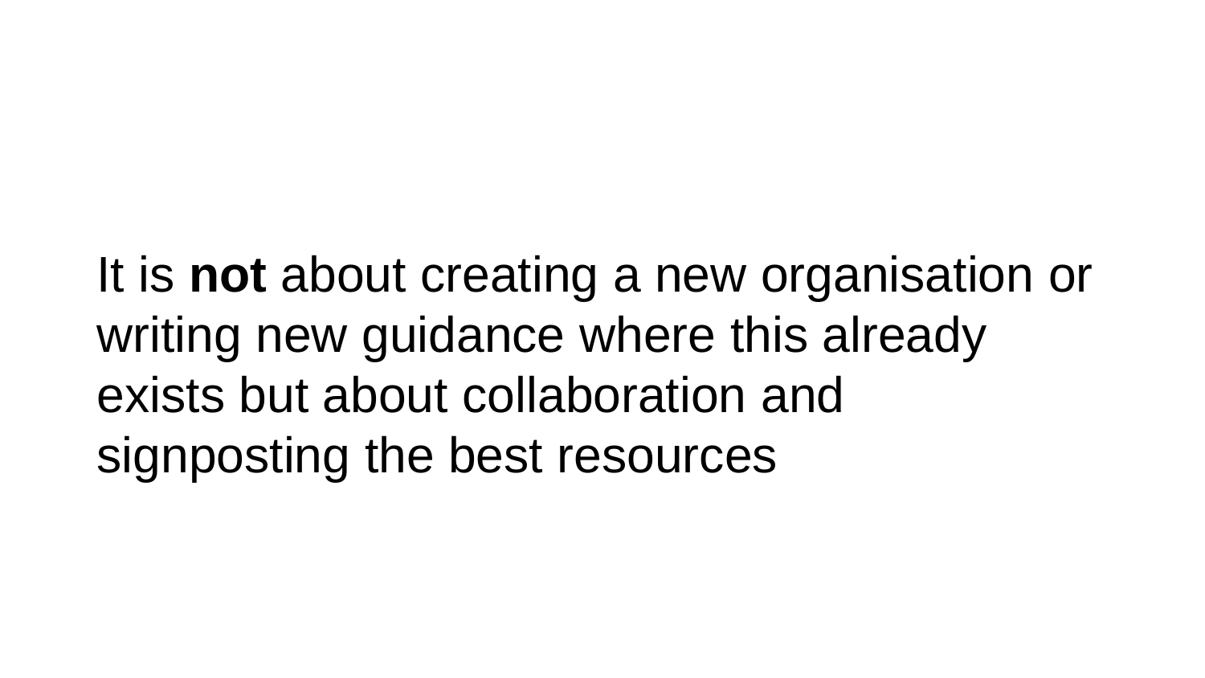It is **not** about creating a new organisation or writing new guidance where this already exists but about collaboration and signposting the best resources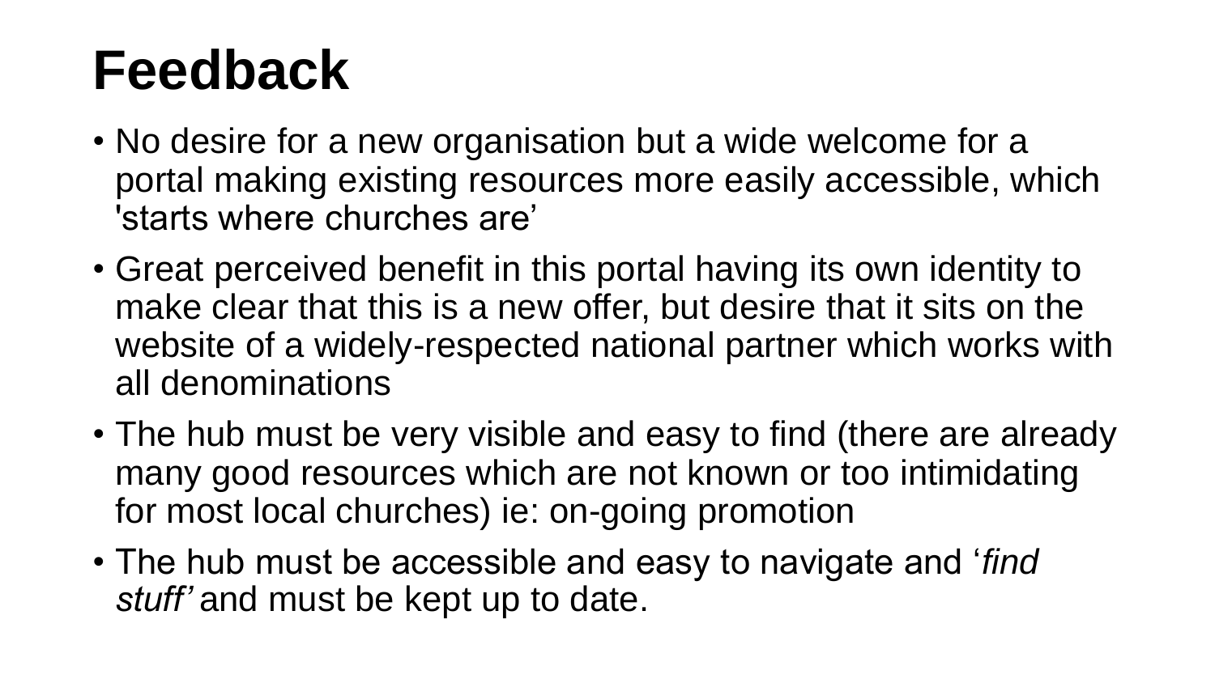# Feedback

- No desire for a new organisation but a wide welcome for a portal making existing resources more easily accessible, which 'starts where churches are’
- Great perceived benefit in this portal having its own identity to make clear that this is a new offer, but desire that it sits on the website of a widely-respected national partner which works with all denominations
- The hub must be very visible and easy to find (there are already many good resources which are not known or too intimidating for most local churches) ie: on-going promotion
- The hub must be accessible and easy to navigate and ‘*find stuff’* and must be kept up to date.